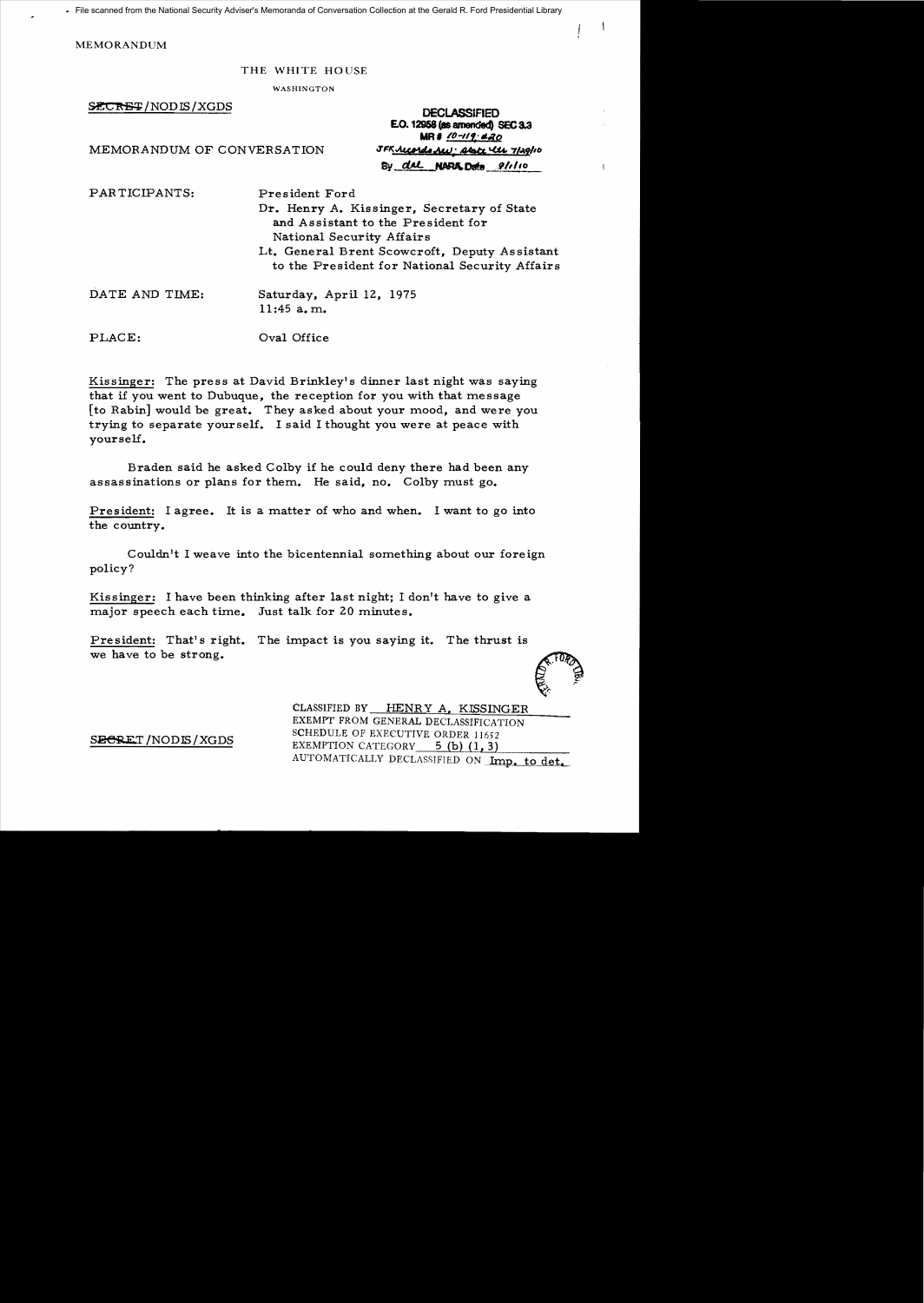File scanned from the National Security Adviser's Memoranda of Conversation Collection at the Gerald R. Ford Presidential Library

MEMORANDUM

THE WHITE HOUSE

WASHINGTON

~~SECRET~~/NODIS/XGDS

DECLASSIFIED
E.O. 12958 (as amended) SEC 3.3
MR # 10-119; #20
JFK Records Act; State Ltr 7/29/10
By dal NARA, Date 9/1/10

MEMORANDUM OF CONVERSATION

PARTICIPANTS: President Ford
Dr. Henry A. Kissinger, Secretary of State and Assistant to the President for National Security Affairs
Lt. General Brent Scowcroft, Deputy Assistant to the President for National Security Affairs

DATE AND TIME: Saturday, April 12, 1975
11:45 a.m.

PLACE: Oval Office

Kissinger: The press at David Brinkley's dinner last night was saying that if you went to Dubuque, the reception for you with that message [to Rabin] would be great. They asked about your mood, and were you trying to separate yourself. I said I thought you were at peace with yourself.

Braden said he asked Colby if he could deny there had been any assassinations or plans for them. He said, no. Colby must go.

President: I agree. It is a matter of who and when. I want to go into the country.

Couldn't I weave into the bicentennial something about our foreign policy?

Kissinger: I have been thinking after last night; I don't have to give a major speech each time. Just talk for 20 minutes.

President: That's right. The impact is you saying it. The thrust is we have to be strong.

CLASSIFIED BY HENRY A. KISSINGER
EXEMPT FROM GENERAL DECLASSIFICATION SCHEDULE OF EXECUTIVE ORDER 11652
EXEMPTION CATEGORY 5 (b) (1, 3)
AUTOMATICALLY DECLASSIFIED ON Imp. to det.

~~SECRET~~/NODIS/XGDS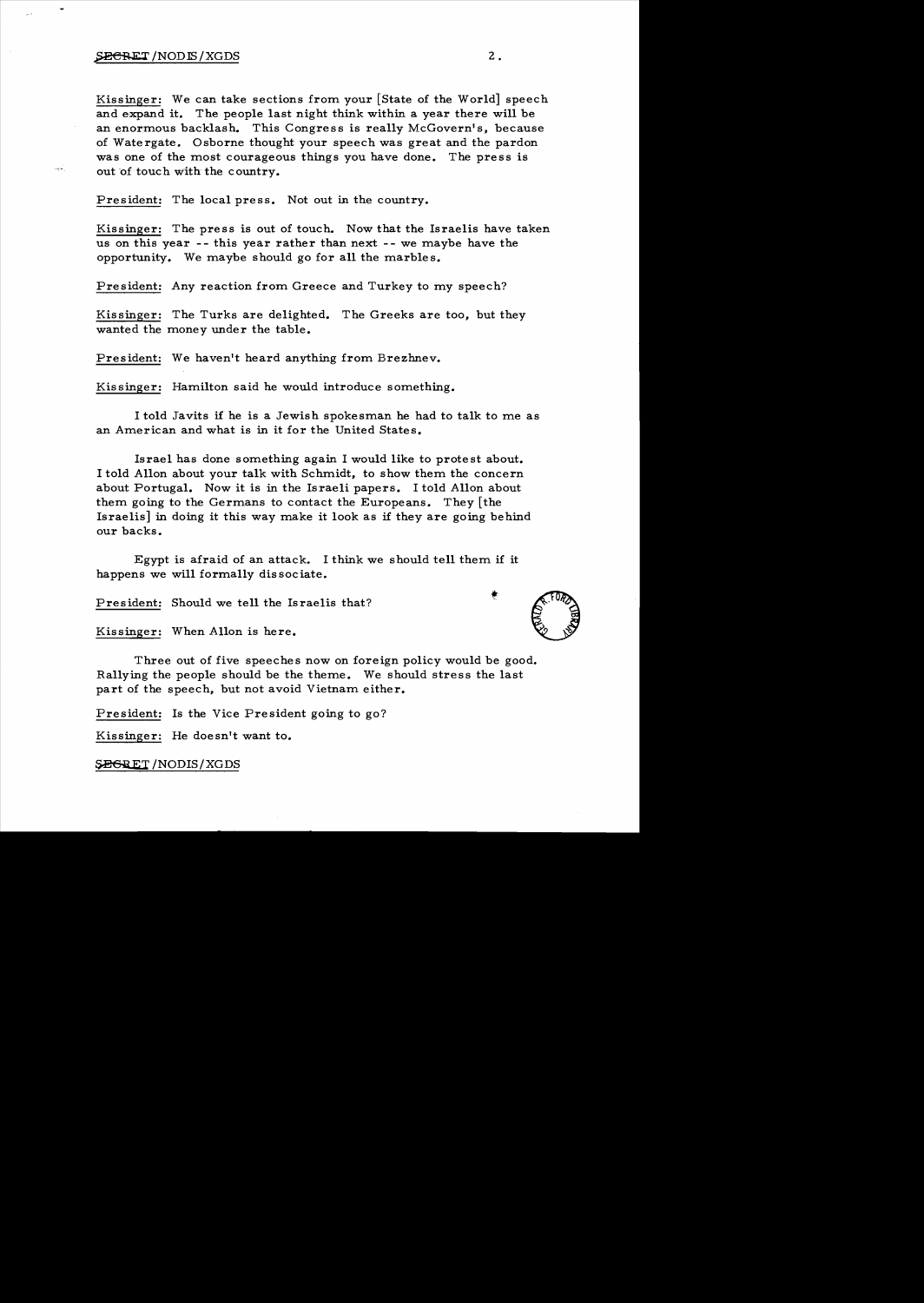Kissinger: We can take sections from your [State of the World] speech and expand it. The people last night think within a year there will be an enormous backlash. This Congress is really McGovern's, because of Watergate. Osborne thought your speech was great and the pardon was one of the most courageous things you have done. The press is out of touch with the country.

President: The local press. Not out in the country.

Kissinger: The press is out of touch. Now that the Israelis have taken us on this year -- this year rather than next -- we maybe have the opportunity. We maybe should go for all the marbles.

President: Any reaction from Greece and Turkey to my speech?

Kissinger: The Turks are delighted. The Greeks are too, but they wanted the money under the table.

President: We haven't heard anything from Brezhnev.

Kissinger: Hamilton said he would introduce something.

I told Javits if he is a Jewish spokesman he had to talk to me as an American and what is in it for the United States.

Israel has done something again I would like to protest about. I told Allon about your talk with Schmidt, to show them the concern about Portugal. Now it is in the Israeli papers. I told Allon about them going to the Germans to contact the Europeans. They [the Israelis] in doing it this way make it look as if they are going behind our backs.

Egypt is afraid of an attack. I think we should tell them if it happens we will formally dissociate.

President: Should we tell the Israelis that?

Kissinger: When Allon is here.

Three out of five speeches now on foreign policy would be good. Rallying the people should be the theme. We should stress the last part of the speech, but not avoid Vietnam either.

President: Is the Vice President going to go?

Kissinger: He doesn't want to.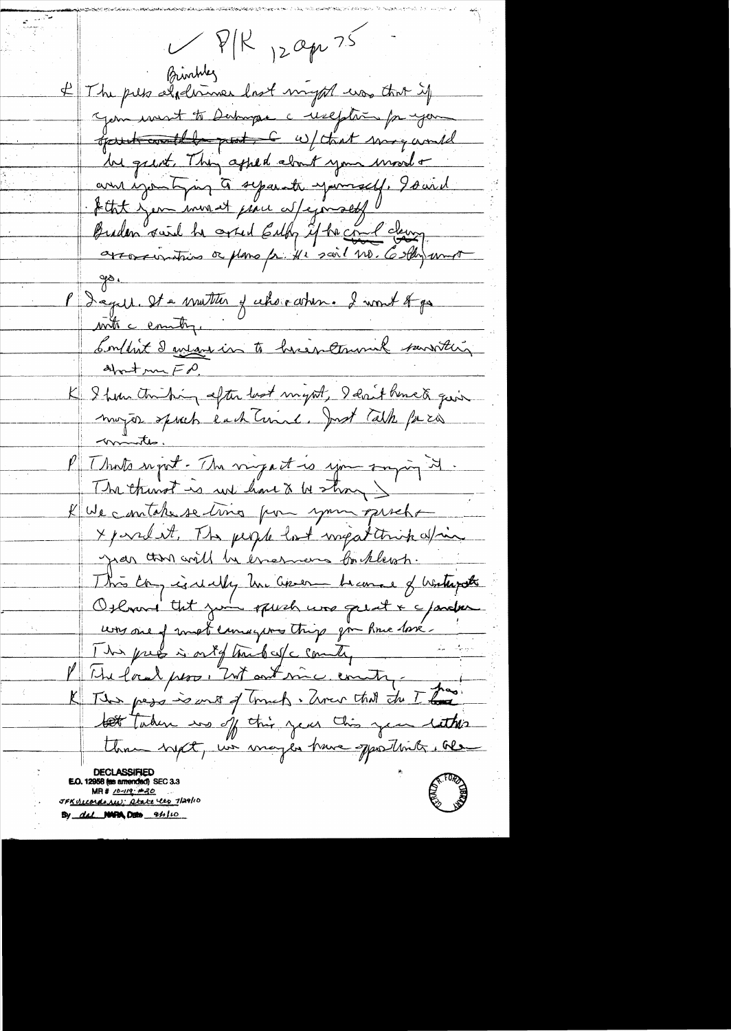✓ P/K 12 Apr 75

Brinkley

K The press at dinner last night was that if you went to Dubuque a reception for your ~~fund-raising~~ event w/ that many would be great. They asked about your mood and are you trying to separate yourself. I said that you were at peace w/ yourself.

Broder said he asked Colby if he could deny assassination or plans for. He said no. Colby must go.

P I agree. It's a matter of who & when. I want to go into the country.

Couldn't I weigh in to Eisenhower something about me FP.

K I have thinking after last night, I don't have to give major speech each time. Just talk for 20 minutes.

P That's right. The impact is your saying it. The thrust is we have to be strong.

K We can take sections from your speech & pursue it. The people last night think after a year there will be enormous backlash. This country is really a Greek tragedy because of Watergate. Osborne that your speech was great & c/presser was one of most courageous things you have done. The press is out of touch w/ country.

P The local press, but not since country.

K The press is out of touch. Even that the I has taken us off this year this year rather than next, we may have opportunity. We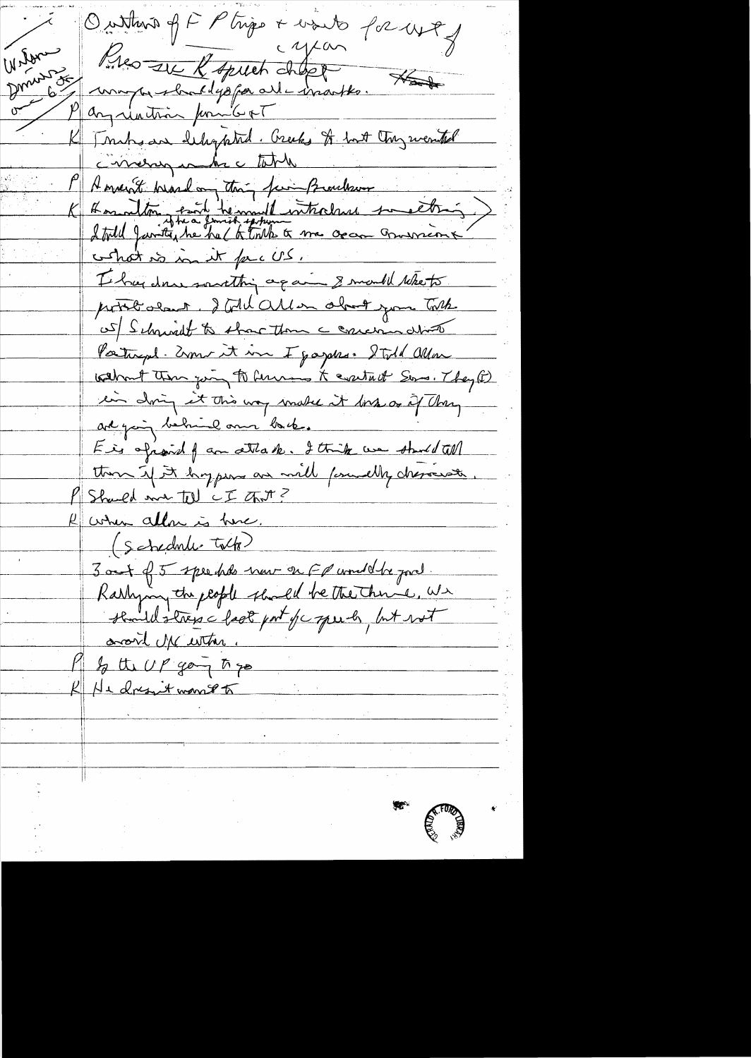Outline of F P trips + visits for next year

Wilson
Dinner 6 — one

Pres — K Speech draft
Maybe should go for all — markets.

P Any reaction from G + T

K Turks are delighted. Greeks ? but they wanted something in the talk

P Haven't heard anything from Brademas

K Hamilton said he would introduce something.) I told Javits, if he a Jewish spokesman, he had to talk to me. Ocean Commission — what is in it for the US.

I have done something again I would like to protest about. I told Allon about your talk w/ Schmidt to show them the concern about Portugal. Now it is in the papers. I told Allon about them going to Germans to extract Sovs. They (?) in doing it this way make it look as if they are going behind our back.

E is afraid of an attack. I think we should tell them if it happens we will forcefully characterize.

P Should we tell them that?

K When Allon is here.

(Schedule talks)

3 out of 5 speeches now on F P would be good. Rallying the people should be the theme. We should stress the fact part of speech, but not avoid it either.

P Is the VP going to go

K He doesn't want to